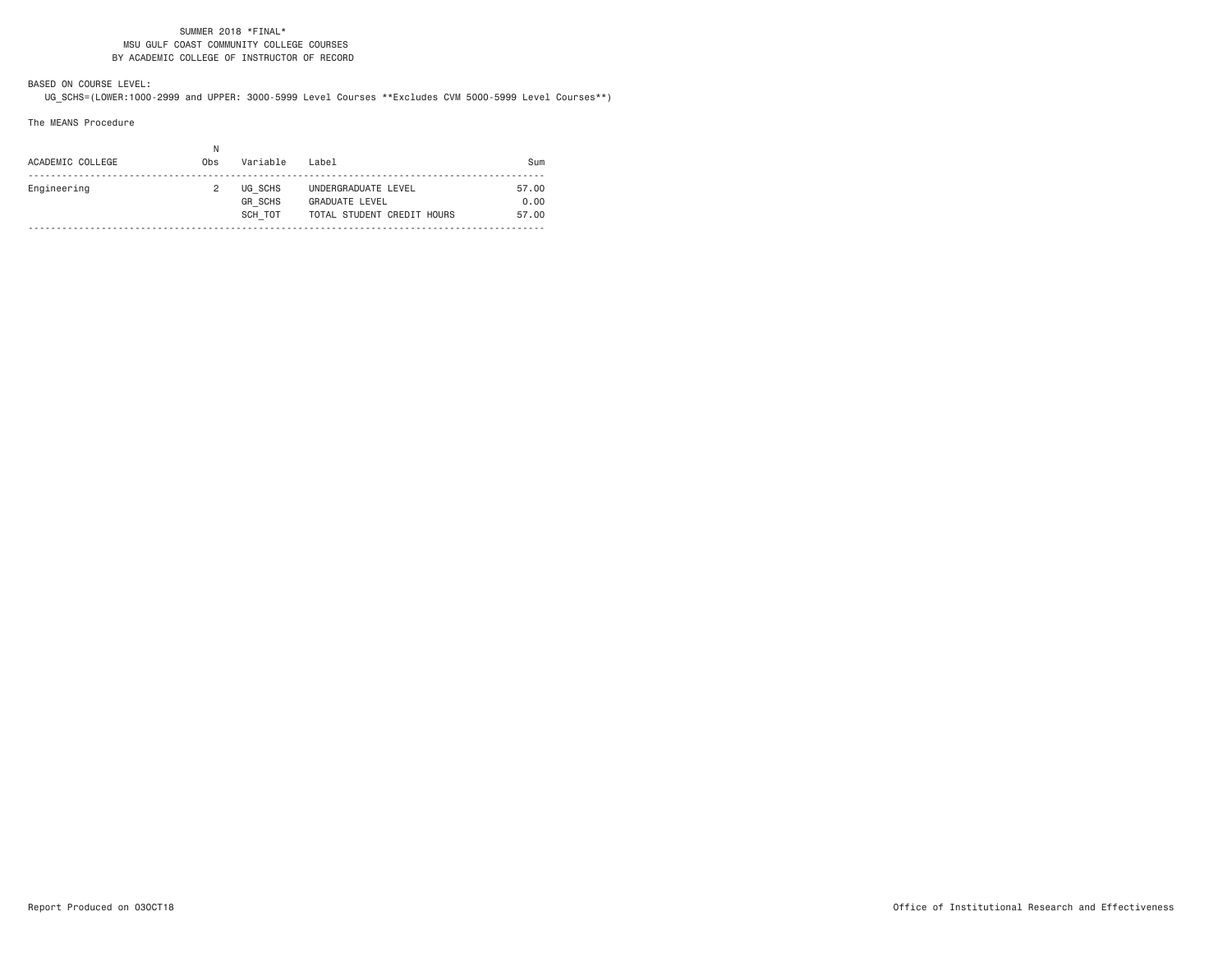SUMMER 2018 *FINAL*
MSU GULF COAST COMMUNITY COLLEGE COURSES
BY ACADEMIC COLLEGE OF INSTRUCTOR OF RECORD

BASED ON COURSE LEVEL:
UG_SCHS=(LOWER:1000-2999 and UPPER: 3000-5999 Level Courses **Excludes CVM 5000-5999 Level Courses**)

The MEANS Procedure

| ACADEMIC COLLEGE | N Obs | Variable | Label | Sum |
|---|---|---|---|---|
| Engineering | 2 | UG_SCHS | UNDERGRADUATE LEVEL | 57.00 |
| | | GR_SCHS | GRADUATE LEVEL | 0.00 |
| | | SCH_TOT | TOTAL STUDENT CREDIT HOURS | 57.00 |

Report Produced on 03OCT18 Office of Institutional Research and Effectiveness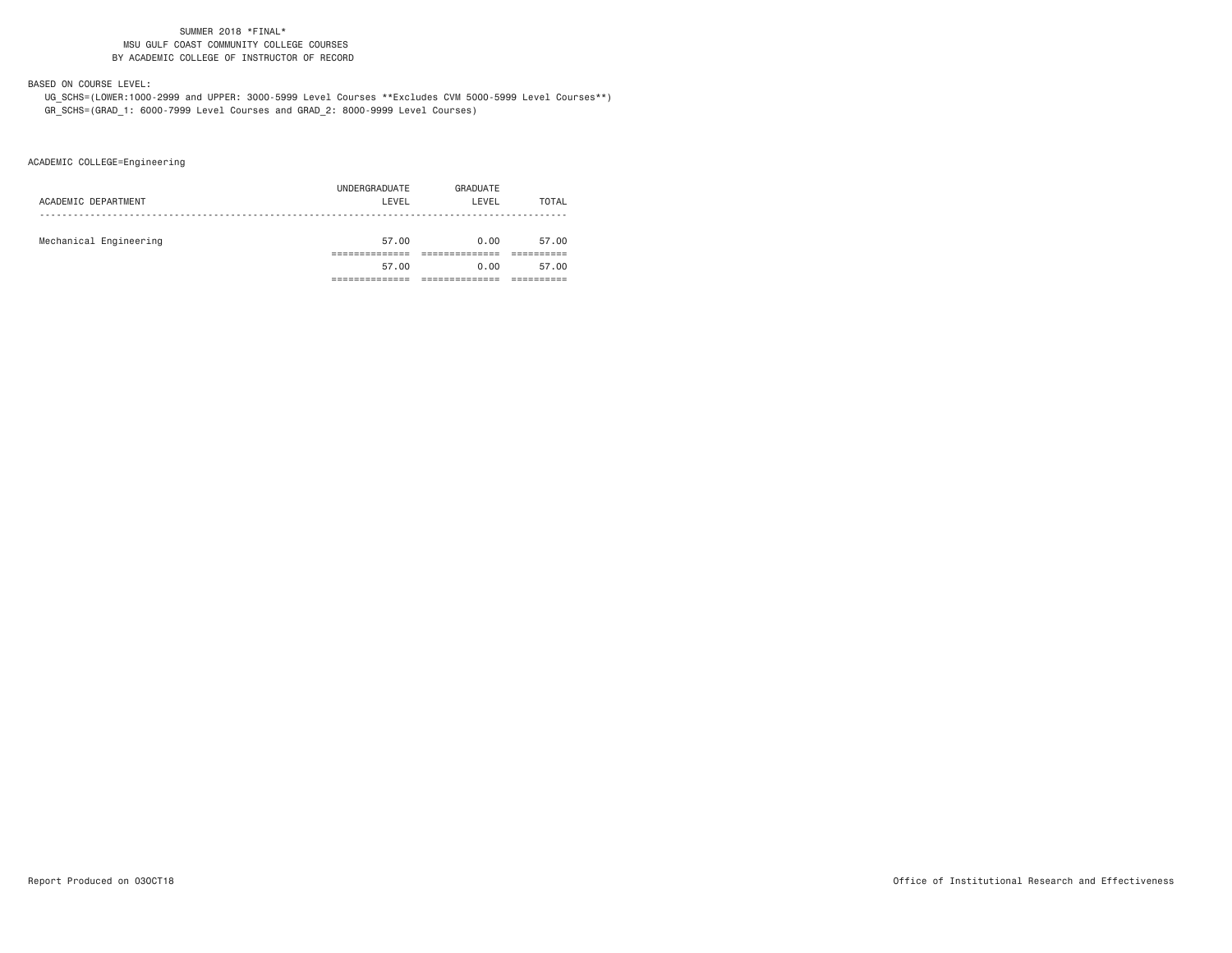SUMMER 2018 *FINAL*
MSU GULF COAST COMMUNITY COLLEGE COURSES
BY ACADEMIC COLLEGE OF INSTRUCTOR OF RECORD

BASED ON COURSE LEVEL:
UG_SCHS=(LOWER:1000-2999 and UPPER: 3000-5999 Level Courses **Excludes CVM 5000-5999 Level Courses**)
GR_SCHS=(GRAD_1: 6000-7999 Level Courses and GRAD_2: 8000-9999 Level Courses)

ACADEMIC COLLEGE=Engineering

| ACADEMIC DEPARTMENT | UNDERGRADUATE LEVEL | GRADUATE LEVEL | TOTAL |
|---|---|---|---|
| Mechanical Engineering | 57.00 | 0.00 | 57.00 |
| | 57.00 | 0.00 | 57.00 |

Report Produced on 03OCT18

Office of Institutional Research and Effectiveness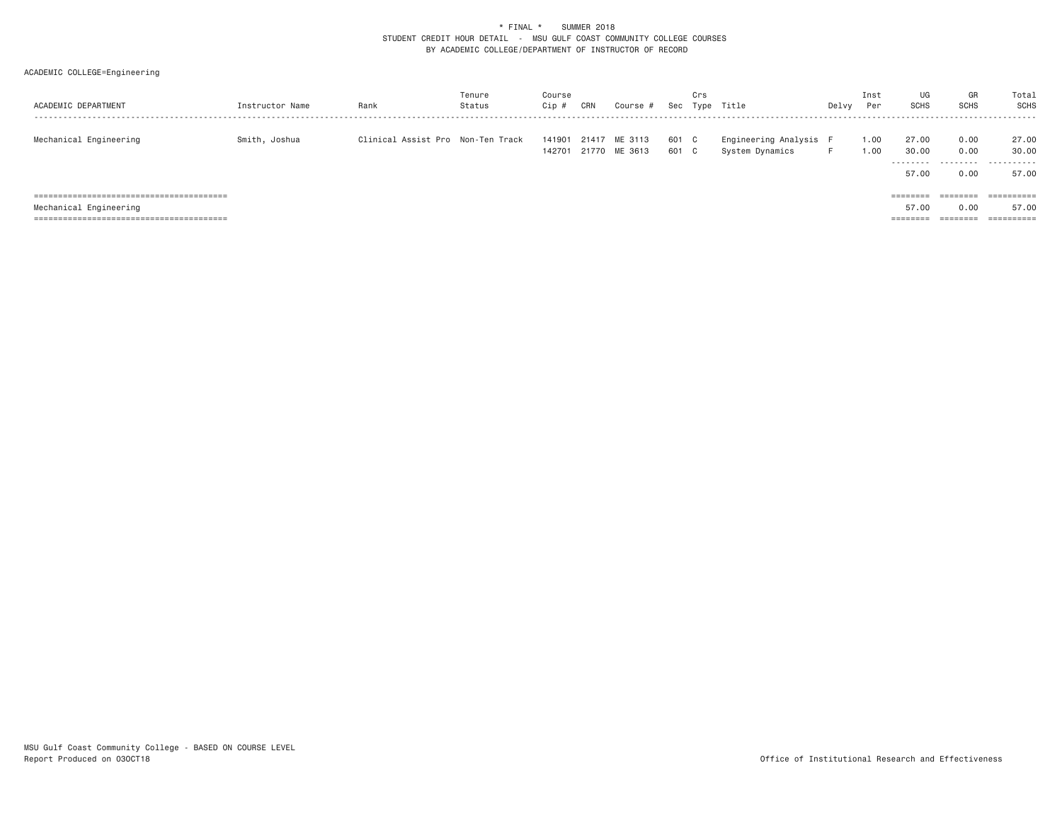* FINAL * SUMMER 2018
STUDENT CREDIT HOUR DETAIL - MSU GULF COAST COMMUNITY COLLEGE COURSES
BY ACADEMIC COLLEGE/DEPARTMENT OF INSTRUCTOR OF RECORD

ACADEMIC COLLEGE=Engineering

| ACADEMIC DEPARTMENT | Instructor Name | Rank | Tenure Status | Course Cip # | CRN | Course # | Sec | Crs Type | Title | Delvy | Inst Per | UG SCHS | GR SCHS | Total SCHS |
|---|---|---|---|---|---|---|---|---|---|---|---|---|---|---|
| Mechanical Engineering | Smith, Joshua | Clinical Assist Pro | Non-Ten Track | 141901 | 21417 | ME 3113 | 601 | C | Engineering Analysis | F | 1.00 | 27.00 | 0.00 | 27.00 |
| | | | | 142701 | 21770 | ME 3613 | 601 | C | System Dynamics | F | 1.00 | 30.00 | 0.00 | 30.00 |
| | | | | | | | | | | | | 57.00 | 0.00 | 57.00 |
| Mechanical Engineering | | | | | | | | | | | | 57.00 | 0.00 | 57.00 |

MSU Gulf Coast Community College - BASED ON COURSE LEVEL
Report Produced on 03OCT18

Office of Institutional Research and Effectiveness